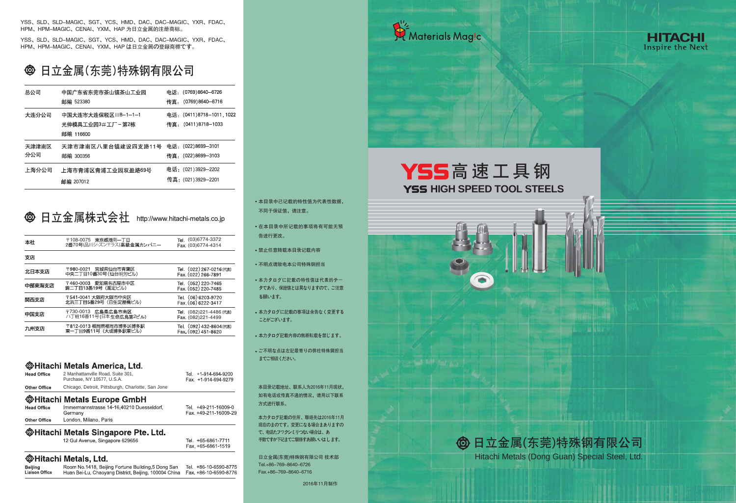YSS、SLD、SLD–MAGIC、SGT、YCS、HMD、DAC、DAC–MAGIC、YXR、FDAC、HPM、HPM–MAGIC、CENAI、YXM、HAP 为日立金属的注册商标。

YSS、SLD、SLD–MAGIC、SGT、YCS、HMD、DAC、DAC–MAGIC、YXR、FDAC、HPM、HPM–MAGIC、CENAI、YXM、HAP は日立金属の登録商標です。

## 日立金属(东莞)特殊钢有限公司

| | | |
|---|---|---|
| 总公司 | 中国广东省东莞市茶山镇茶山工业园<br>邮编 523380 | 电话：(0769)8640–6726<br>传真：(0769)8640–6716 |
| 大连分公司 | 中国大连市大连保税区Ⅲ B–1–1–1<br>光伸模具工业园3#工厂－第2栋<br>邮编 116600 | 电话：(0411)8718–1011，1022<br>传真：(0411)8718–1033 |
| 天津津南区分公司 | 天津市津南区八里台镇建设四支路11号<br>邮编 300356 | 电话：(022)8699–3101<br>传真：(022)8699–3103 |
| 上海分公司 | 上海市青浦工业园双盈路69号<br>邮编 207012 | 电话：(021)3929–2202<br>传真：(021)3929–2201 |

## 日立金属株式会社 http://www.hitachi-metals.co.jp

| | | |
|---|---|---|
| 本社 | 〒108-0075 東京都港南一丁目<br>2番70号(品川シーズンテラス)高級金属カンパニー | Tel. (03)6774-3372<br>Fax. (03)6774-4314 |
| 支店 | | |
| 北日本支店 | 〒980-0021 宮城県仙台市青葉区<br>中央二丁目10番30号(仙台明芳ビル) | Tel. (022) 267-0216(代表)<br>Fax. (022) 266-7891 |
| 中部東海支店 | 〒460-0003 愛知県名古屋市中区<br>錦二丁目13番19号(瀧定ビル) | Tel. (052) 220-7465<br>Fax. (052) 220-7485 |
| 関西支店 | 〒541-0041 大阪府大阪市中央区<br>北浜三丁目5番29号(日生淀屋橋ビル) | Tel. (06) 6203-9720<br>Fax. (06) 6222-3417 |
| 中国支店 | 〒730-0013 広島県広島市南区<br>八丁堀16番11号(日本生命広島第2ビル) | Tel. (082)221-4486(代表)<br>Fax. (082)221-4499 |
| 九州支店 | 〒812-0013 福岡県福岡市博多区博多駅<br>東一丁目9番11号(大成博多駅東ビル) | Tel. (092) 432-8604(代表)<br>Fax. (092) 451-8620 |

### Hitachi Metals America, Ltd.

| | | |
|---|---|---|
| Head Office | 2 Manhattanville Road, Suite 301, Purchase, NY 10577, U.S.A. | Tel. +1-914-694-9200<br>Fax. +1-914-694-9279 |
| Other Office | Chicago, Detroit, Pittsburgh, Charlotte, San Jone | |

### Hitachi Metals Europe GmbH

| | | |
|---|---|---|
| Head Office | Immermannstrasse 14-16,40210 Duesseldorf, Germany | Tel. +49-211-16009-0<br>Fax. +49-211-16009-29 |
| Other Office | London, Milano, Paris | |

### Hitachi Metals Singapore Pte. Ltd.

| | |
|---|---|
| 12 Gul Avenue, Singapore 629656 | Tel. +65-6861-7711<br>Fax. +65-6861-1519 |

### Hitachi Metals, Ltd.

| | | |
|---|---|---|
| Beijing Liaison Office | Room No.1418, Beijing Fortune Building,5 Dong San Huan Bei-Lu, Chaoyang District, Beijing, 100004 China | Tel. +86-10-6590-8775<br>Fax. +86-10-6590-8776 |

- 本目录中已记载的特性值为代表性数据，不同于保证值，请注意。
- 在本目录中所记载的事项将有可能无预告进行更改。
- 禁止任意转载本目录记载内容
- 不明点请致电本公司特殊钢担当
- 本カタログに記載の特性値は代表的データであり、保證値とは異なりますので、ご注意る願います。
- 本カタログに記載の事項は余告なく変更することがございます。
- 本カタログ記載内容の無断転載を禁じます。
- ご不明な点は左記最寄りの弊社特殊鋼担当までご相談ください。

本目录记载地址、联系人为2016年11月现状，如有电话或传真不通的情况，请用以下联系方式进行联系。

本カタログ記載の住所、聯絡先は2016年11月現在のものです。変更になる場合まありますので、電話たフワクシミリつない場合は、あ手数ですが下記までご聯絡あ願いいはします。

日立金属(东莞)特殊钢有限公司 技术部
Tel.+86–769–8640–6726
Fax.+86–769–8640–6716

2016年11月制作

Materials Magic

HITACHI
Inspire the Next

# YSS 高速工具钢

## YSS HIGH SPEED TOOL STEELS

日立金属(东莞)特殊钢有限公司

Hitachi Metals (Dong Guan) Special Steel, Ltd.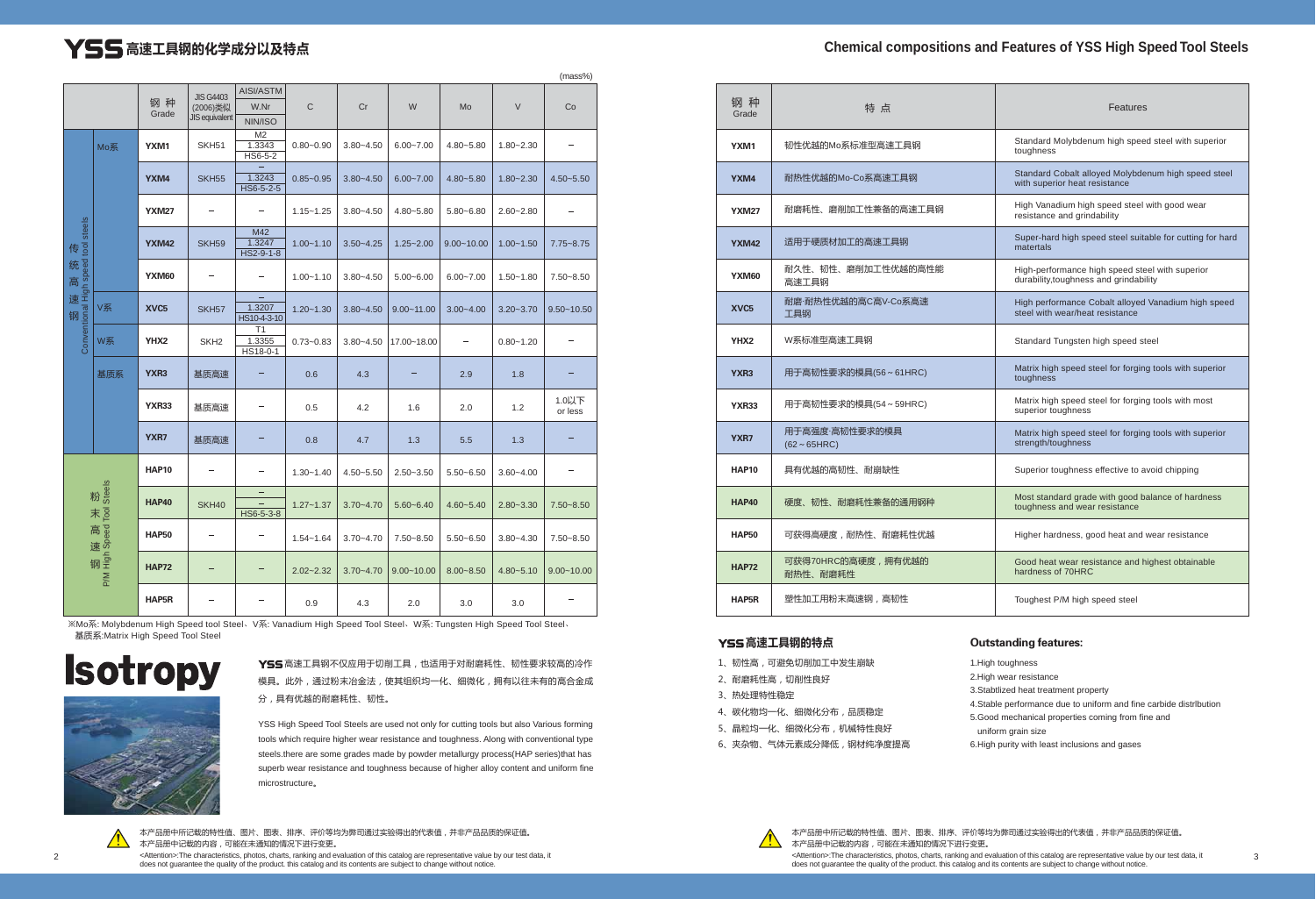# YSS 高速工具钢的化学成分以及特点

# Chemical compositions and Features of YSS High Speed Tool Steels

(mass%)

| | | 钢 种 Grade | JIS G4403 (2006)类似 JIS equivalent | AISI/ASTM W.Nr NIN/ISO | C | Cr | W | Mo | V | Co |
|---|---|---|---|---|---|---|---|---|---|---|
| 传统高速钢 Conventional High speed tool steels | Mo系 | YXM1 | SKH51 | M2 1.3343 HS6-5-2 | 0.80~0.90 | 3.80~4.50 | 6.00~7.00 | 4.80~5.80 | 1.80~2.30 | – |
| | | YXM4 | SKH55 | – 1.3243 HS6-5-2-5 | 0.85~0.95 | 3.80~4.50 | 6.00~7.00 | 4.80~5.80 | 1.80~2.30 | 4.50~5.50 |
| | | YXM27 | – | – | 1.15~1.25 | 3.80~4.50 | 4.80~5.80 | 5.80~6.80 | 2.60~2.80 | – |
| | | YXM42 | SKH59 | M42 1.3247 HS2-9-1-8 | 1.00~1.10 | 3.50~4.25 | 1.25~2.00 | 9.00~10.00 | 1.00~1.50 | 7.75~8.75 |
| | | YXM60 | – | – | 1.00~1.10 | 3.80~4.50 | 5.00~6.00 | 6.00~7.00 | 1.50~1.80 | 7.50~8.50 |
| | V系 | XVC5 | SKH57 | – 1.3207 HS10-4-3-10 | 1.20~1.30 | 3.80~4.50 | 9.00~11.00 | 3.00~4.00 | 3.20~3.70 | 9.50~10.50 |
| | W系 | YHX2 | SKH2 | T1 1.3355 HS18-0-1 | 0.73~0.83 | 3.80~4.50 | 17.00~18.00 | – | 0.80~1.20 | – |
| | 基质系 | YXR3 | 基质高速 | – | 0.6 | 4.3 | – | 2.9 | 1.8 | – |
| | | YXR33 | 基质高速 | – | 0.5 | 4.2 | 1.6 | 2.0 | 1.2 | 1.0以下 or less |
| | | YXR7 | 基质高速 | – | 0.8 | 4.7 | 1.3 | 5.5 | 1.3 | – |
| 粉末高速钢 P/M High Speed Tool Steels | | HAP10 | – | – | 1.30~1.40 | 4.50~5.50 | 2.50~3.50 | 5.50~6.50 | 3.60~4.00 | – |
| | | HAP40 | SKH40 | – – HS6-5-3-8 | 1.27~1.37 | 3.70~4.70 | 5.60~6.40 | 4.60~5.40 | 2.80~3.30 | 7.50~8.50 |
| | | HAP50 | – | – | 1.54~1.64 | 3.70~4.70 | 7.50~8.50 | 5.50~6.50 | 3.80~4.30 | 7.50~8.50 |
| | | HAP72 | – | – | 2.02~2.32 | 3.70~4.70 | 9.00~10.00 | 8.00~8.50 | 4.80~5.10 | 9.00~10.00 |
| | | HAP5R | – | – | 0.9 | 4.3 | 2.0 | 3.0 | 3.0 | – |

※Mo系: Molybdenum High Speed tool Steel、V系: Vanadium High Speed Tool Steel、W系: Tungsten High Speed Tool Steel、基质系:Matrix High Speed Tool Steel

| 钢 种 Grade | 特 点 | Features |
|---|---|---|
| YXM1 | 韧性优越的Mo系标准型高速工具钢 | Standard Molybdenum high speed steel with superior toughness |
| YXM4 | 耐热性优越的Mo-Co系高速工具钢 | Standard Cobalt alloyed Molybdenum high speed steel with superior heat resistance |
| YXM27 | 耐磨耗性、磨削加工性兼备的高速工具钢 | High Vanadium high speed steel with good wear resistance and grindability |
| YXM42 | 适用于硬质材加工的高速工具钢 | Super-hard high speed steel suitable for cutting for hard matertals |
| YXM60 | 耐久性、韧性、磨削加工性优越的高性能高速工具钢 | High-performance high speed steel with superior durability,toughness and grindability |
| XVC5 | 耐磨·耐热性优越的高C高V-Co系高速工具钢 | High performance Cobalt alloyed Vanadium high speed steel with wear/heat resistance |
| YHX2 | W系标准型高速工具钢 | Standard Tungsten high speed steel |
| YXR3 | 用于高韧性要求的模具(56～61HRC) | Matrix high speed steel for forging tools with superior toughness |
| YXR33 | 用于高韧性要求的模具(54～59HRC) | Matrix high speed steel for forging tools with most superior toughness |
| YXR7 | 用于高强度·高韧性要求的模具(62～65HRC) | Matrix high speed steel for forging tools with superior strength/toughness |
| HAP10 | 具有优越的高韧性、耐崩缺性 | Superior toughness effective to avoid chipping |
| HAP40 | 硬度、韧性、耐磨耗性兼备的通用钢种 | Most standard grade with good balance of hardness toughness and wear resistance |
| HAP50 | 可获得高硬度，耐热性、耐磨耗性优越 | Higher hardness, good heat and wear resistance |
| HAP72 | 可获得70HRC的高硬度，拥有优越的耐热性、耐磨耗性 | Good heat wear resistance and highest obtainable hardness of 70HRC |
| HAP5R | 塑性加工用粉末高速钢，高韧性 | Toughest P/M high speed steel |

## Isotropy

YSS 高速工具钢不仅应用于切削工具，也适用于对耐磨耗性、韧性要求较高的冷作模具。此外，通过粉末冶金法，使其组织均一化、细微化，拥有以往未有的高合金成分，具有优越的耐磨耗性、韧性。

YSS High Speed Tool Steels are used not only for cutting tools but also Various forming tools which require higher wear resistance and toughness. Along with conventional type steels.there are some grades made by powder metallurgy process(HAP series)that has superb wear resistance and toughness because of higher alloy content and uniform fine microstructure。

## YSS 高速工具钢的特点

1、韧性高，可避免切削加工中发生崩缺
2、耐磨耗性高，切削性良好
3、热处理特性稳定
4、碳化物均一化、细微化分布，品质稳定
5、晶粒均一化、细微化分布，机械特性良好
6、夹杂物、气体元素成分降低，钢材纯净度提高

## Outstanding features:

1.High toughness
2.High wear resistance
3.Stabtlized heat treatment property
4.Stable performance due to uniform and fine carbide distrlbution
5.Good mechanical properties coming from fine and uniform grain size
6.High purity with least inclusions and gases

本产品册中所记载的特性值、图片、图表、排序、评价等均为弊司通过实验得出的代表值，并非产品品质的保证值。
本产品册中记载的内容，可能在未通知的情况下进行变更。

<Attention>:The characteristics, photos, charts, ranking and evaluation of this catalog are representative value by our test data, it does not guarantee the quality of the product. this catalog and its contents are subject to change without notice.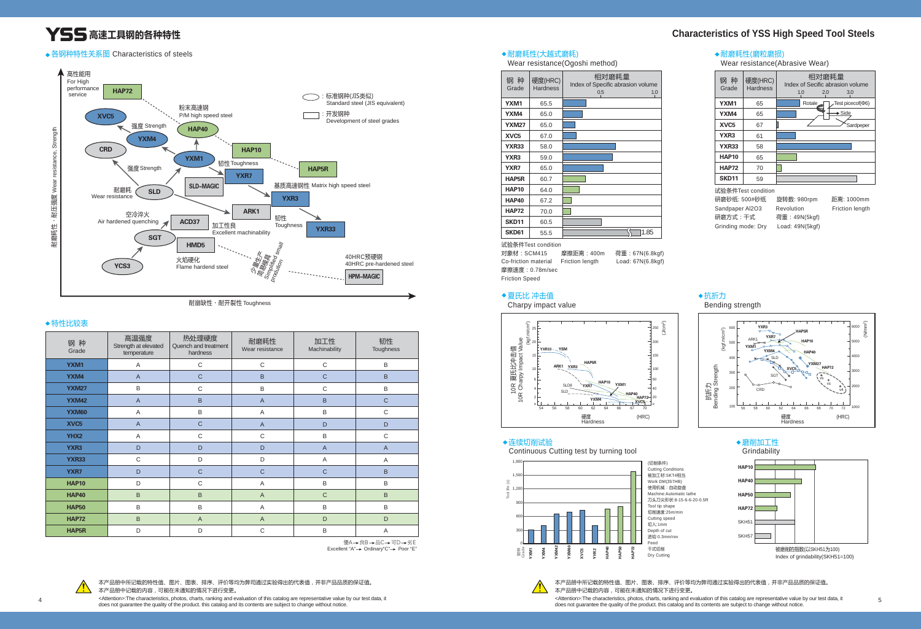# YSS 高速工具钢的各种特性

# Characteristics of YSS High Speed Tool Steels

## ◆各钢种特性关系图 Characteristics of steels

高性能用 For High performance service

耐磨耗性・耐压强度 Wear resistance, Strength

耐崩缺性・耐开裂性 Toughness

⬭：标准钢种(JIS类似) Standard steel (JIS equivalent)

▭：开发钢种 Development of steel grades

HAP72, XVC5, 粉末高速钢 P/M high speed steel, HAP40, 强度 Strength, YXM4, CRD, YXM1, HAP10, 强度Strength, 韧性 Toughness, HAP5R, YXR7, 耐磨耗 Wear resistance, SLD, SLD-MAGIC, 基质高速钢性 Matrix high speed steel, YXR3, ARK1, 空冷淬火 Air hardened quenching, ACD37, 加工性良 Excellent machinability, 韧性 Toughness, YXR33, SGT, HMD5, 少量生产 简易型调质 Simplified small prodution, YCS3, 火焰硬化 Flame hardend steel, 40HRC预硬钢 40HRC pre-hardened steel, HPM-MAGIC

## ◆特性比较表

| 钢 种 Grade | 高温强度 Strength at elevated temperature | 热处理硬度 Quench and treatment hardness | 耐磨耗性 Wear resistance | 加工性 Machinability | 韧性 Toughness |
|---|---|---|---|---|---|
| YXM1 | A | C | C | C | B |
| YXM4 | A | C | B | C | B |
| YXM27 | B | C | B | C | B |
| YXM42 | A | B | A | B | C |
| YXM60 | A | B | A | B | C |
| XVC5 | A | C | A | D | D |
| YHX2 | A | C | C | B | C |
| YXR3 | D | D | D | A | A |
| YXR33 | C | D | D | A | A |
| YXR7 | D | C | C | C | B |
| HAP10 | D | C | A | B | B |
| HAP40 | B | B | A | C | B |
| HAP50 | B | B | A | B | B |
| HAP72 | B | A | A | D | D |
| HAP5R | D | D | C | B | A |

優A→良B→品C→可D→劣E
Excellent "A"→ Ordinary"C"→ Poor "E"

## ◆耐磨耗性(大越式磨耗)
Wear resistance(Ogoshi method)

| 钢 种 Grade | 硬度(HRC) Hardness | 相对磨耗量 Index of Specific abrasion volume |
|---|---|---|
| YXM1 | 65.5 | |
| YXM4 | 65.0 | |
| YXM27 | 65.0 | |
| XVC5 | 67.0 | |
| YXR33 | 58.0 | |
| YXR3 | 59.0 | |
| YXR7 | 65.0 | |
| HAP5R | 60.7 | |
| HAP10 | 64.0 | |
| HAP40 | 67.2 | |
| HAP72 | 70.0 | |
| SKD11 | 60.5 | |
| SKD61 | 55.5 | 1.85 |

试验条件Test condition
对象材：SCM415 Co-friction material　摩擦距离：400m Friction length　荷重：67N(6.8kgf) Load: 67N(6.8kgf)
摩擦速度：0.78m/sec Friction Speed

## ◆耐磨耗性(磨粒磨损)
Wear resistance(Abrasive Wear)

| 钢 种 Grade | 硬度(HRC) Hardness | 相对磨耗量 Index of Secific abrasion volume |
|---|---|---|
| YXM1 | 65 | |
| YXM4 | 65 | |
| XVC5 | 67 | |
| YXR3 | 61 | |
| YXR33 | 58 | |
| HAP10 | 65 | |
| HAP72 | 70 | |
| SKD11 | 59 | |

Rotate, Test picecof(Φ6), Side, Sardpeper

试验条件Test condition
研磨砂纸: 500#砂纸 Sandpaper Al2O3　旋转数: 980rpm Revolution　距离: 1000mm Friction length
研磨方式：干式 Grinding mode: Dry　荷重：49N(5kgf) Load: 49N(5kgf)

## ◆夏氏比 冲击值
Charpy impact value

10R 夏氏比冲击值 10R Charpy Impact Value (kgf·m/cm²) (J/cm²)
硬度 Hardness (HRC)
YXR33, YSM, ARK1, YXR3, HAP5R, SLD8, SLD, YXR7, HAP10, YXM1, YXM4, HAP40, HAP72, XVC5

## ◆抗折力
Bending strength

抗折力 Bending Strength (kgf/mm²) (N/mm²)
硬度 Hardness (HRC)
YXR3, YXR7, ARK1, YXM1, YXM4, HAP5R, HAP10, HAP40, SLD, XVC5, YXM27, HAP72, SGT, CRD

## ◆连续切削试验
Continuous Cutting test by turning tool

Tool life (s)；钢种 Grade: YXM1, YXM4, YXM42, YXM60, XVC5, YHX2, HAP40, HAP50, HAP72

(切削条件) Cutting Conditions
被加工材:SKT4相当 Work DM(357HB)
使用机械：自动旋盘 Machine:Automatic lathe
刀头刀尖形状:8-15-6-6-20-0.5R Tool tip shape
切削速度:25m/min Cutting speed
切入:1mm Depth of cut
进给:0.3mm/rev Feed
干式切削 Dry Cutting

## ◆磨削加工性
Grindability

HAP10, HAP40, HAP50, HAP72, SKH51, SKH57

被磨削的指数(以SKH51为100)
Index of grindability(SKH51=100)

本产品册中所记载的特性值、图片、图表、排序、评价等均为弊司通过实验得出的代表值，并非产品品质的保证值。
本产品册中记载的内容，可能在未通知的情况下进行变更。
<Attention>:The characteristics, photos, charts, ranking and evaluation of this catalog are representative value by our test data, it does not guarantee the quality of the product. this catalog and its contents are subject to change without notice.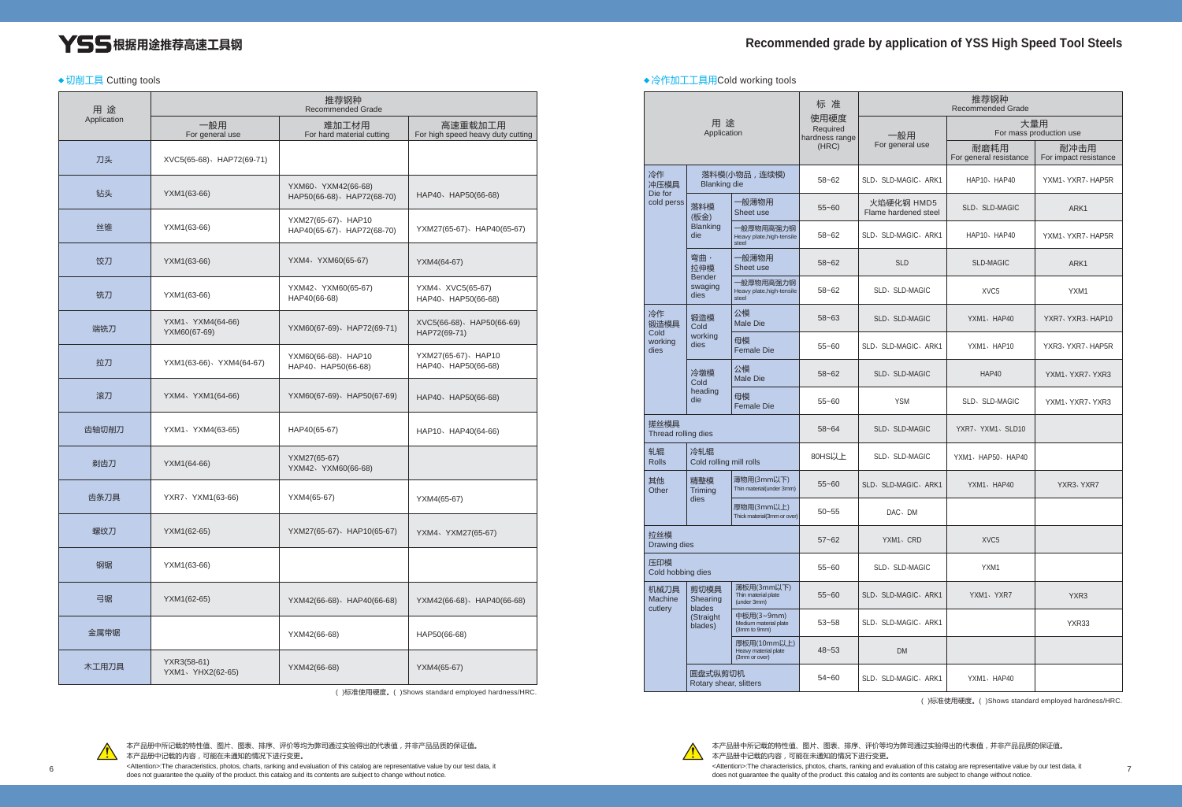# YSS 根据用途推荐高速工具钢

# Recommended grade by application of YSS High Speed Tool Steels

## ◆切削工具 Cutting tools

| 用途 Application | 推荐钢种 Recommended Grade | | |
|---|---|---|---|
| | 一般用 For general use | 难加工材用 For hard material cutting | 高速重载加工用 For high speed heavy duty cutting |
| 刀头 | XVC5(65-68)、HAP72(69-71) | | |
| 钻头 | YXM1(63-66) | YXM60、YXM42(66-68) HAP50(66-68)、HAP72(68-70) | HAP40、HAP50(66-68) |
| 丝锥 | YXM1(63-66) | YXM27(65-67)、HAP10 HAP40(65-67)、HAP72(68-70) | YXM27(65-67)、HAP40(65-67) |
| 饺刀 | YXM1(63-66) | YXM4、YXM60(65-67) | YXM4(64-67) |
| 铣刀 | YXM1(63-66) | YXM42、YXM60(65-67) HAP40(66-68) | YXM4、XVC5(65-67) HAP40、HAP50(66-68) |
| 端铣刀 | YXM1、YXM4(64-66) YXM60(67-69) | YXM60(67-69)、HAP72(69-71) | XVC5(66-68)、HAP50(66-69) HAP72(69-71) |
| 拉刀 | YXM1(63-66)、YXM4(64-67) | YXM60(66-68)、HAP10 HAP40、HAP50(66-68) | YXM27(65-67)、HAP10 HAP40、HAP50(66-68) |
| 滚刀 | YXM4、YXM1(64-66) | YXM60(67-69)、HAP50(67-69) | HAP40、HAP50(66-68) |
| 齿轴切削刀 | YXM1、YXM4(63-65) | HAP40(65-67) | HAP10、HAP40(64-66) |
| 剃齿刀 | YXM1(64-66) | YXM27(65-67) YXM42、YXM60(66-68) | |
| 齿条刀具 | YXR7、YXM1(63-66) | YXM4(65-67) | YXM4(65-67) |
| 螺纹刀 | YXM1(62-65) | YXM27(65-67)、HAP10(65-67) | YXM4、YXM27(65-67) |
| 钢锯 | YXM1(63-66) | | |
| 弓锯 | YXM1(62-65) | YXM42(66-68)、HAP40(66-68) | YXM42(66-68)、HAP40(66-68) |
| 金属带锯 | | YXM42(66-68) | HAP50(66-68) |
| 木工用刀具 | YXR3(58-61) YXM1、YHX2(62-65) | YXM42(66-68) | YXM4(65-67) |

( )标准使用硬度。( )Shows standard employed hardness/HRC.

## ◆冷作加工工具用Cold working tools

| 用途 Application | | | 标准使用硬度 Required hardness range (HRC) | 推荐钢种 Recommended Grade | | |
|---|---|---|---|---|---|---|
| | | | | 一般用 For general use | 大量用 For mass production use | |
| | | | | | 耐磨耗用 For general resistance | 耐冲击用 For impact resistance |
| 冷作冲压模具 Die for cold perss | 落料模(小物品，连续模) Blanking die | | 58~62 | SLD、SLD-MAGIC、ARK1 | HAP10、HAP40 | YXM1、YXR7、HAP5R |
| | 落料模(板金) Blanking die | 一般薄物用 Sheet use | 55~60 | 火焰硬化钢 HMD5 Flame hardened steel | SLD、SLD-MAGIC | ARK1 |
| | | 一般厚物用高强力钢 Heavy plate,high-tensile steel | 58~62 | SLD、SLD-MAGIC、ARK1 | HAP10、HAP40 | YXM1、YXR7、HAP5R |
| | 弯曲・拉伸模 Bender swaging dies | 一般薄物用 Sheet use | 58~62 | SLD | SLD-MAGIC | ARK1 |
| | | 一般厚物用高强力钢 Heavy plate,high-tensile steel | 58~62 | SLD、SLD-MAGIC | XVC5 | YXM1 |
| 冷作锻造模具 Cold working dies | 锻造模 Cold working dies | 公模 Male Die | 58~63 | SLD、SLD-MAGIC | YXM1、HAP40 | YXR7、YXR3、HAP10 |
| | | 母模 Female Die | 55~60 | SLD、SLD-MAGIC、ARK1 | YXM1、HAP10 | YXR3、YXR7、HAP5R |
| | 冷墩模 Cold heading die | 公模 Male Die | 58~62 | SLD、SLD-MAGIC | HAP40 | YXM1、YXR7、YXR3 |
| | | 母模 Female Die | 55~60 | YSM | SLD、SLD-MAGIC | YXM1、YXR7、YXR3 |
| 搓丝模具 Thread rolling dies | | | 58~64 | SLD、SLD-MAGIC | YXR7、YXM1、SLD10 | |
| 轧辊 Rolls | 冷轧辊 Cold rolling mill rolls | | 80HS以上 | SLD、SLD-MAGIC | YXM1、HAP50、HAP40 | |
| 其他 Other | 精整模 Triming dies | 薄物用(3mm以下) Thin material(under 3mm) | 55~60 | SLD、SLD-MAGIC、ARK1 | YXM1、HAP40 | YXR3、YXR7 |
| | | 厚物用(3mm以上) Thick material(3mm or over) | 50~55 | DAC、DM | | |
| 拉丝模 Drawing dies | | | 57~62 | YXM1、CRD | XVC5 | |
| 压印模 Cold hobbing dies | | | 55~60 | SLD、SLD-MAGIC | YXM1 | |
| 机械刀具 Machine cutlery | 剪切模具 Shearing blades (Straight blades) | 薄板用(3mm以下) Thin material plate (under 3mm) | 55~60 | SLD、SLD-MAGIC、ARK1 | YXM1、YXR7 | YXR3 |
| | | 中板用(3~9mm) Medium material plate (3mm to 9mm) | 53~58 | SLD、SLD-MAGIC、ARK1 | | YXR33 |
| | | 厚板用(10mm以上) Heavy material plate (3mm or over) | 48~53 | DM | | |
| | 圆盘式纵剪切机 Rotary shear, slitters | | 54~60 | SLD、SLD-MAGIC、ARK1 | YXM1、HAP40 | |

( )标准使用硬度。( )Shows standard employed hardness/HRC.

本产品册中所记载的特性值、图片、图表、排序、评价等均为弊司通过实验得出的代表值，并非产品品质的保证值。
本产品册中记载的内容，可能在未通知的情况下进行变更。
<Attention>:The characteristics, photos, charts, ranking and evaluation of this catalog are representative value by our test data, it does not guarantee the quality of the product. this catalog and its contents are subject to change without notice.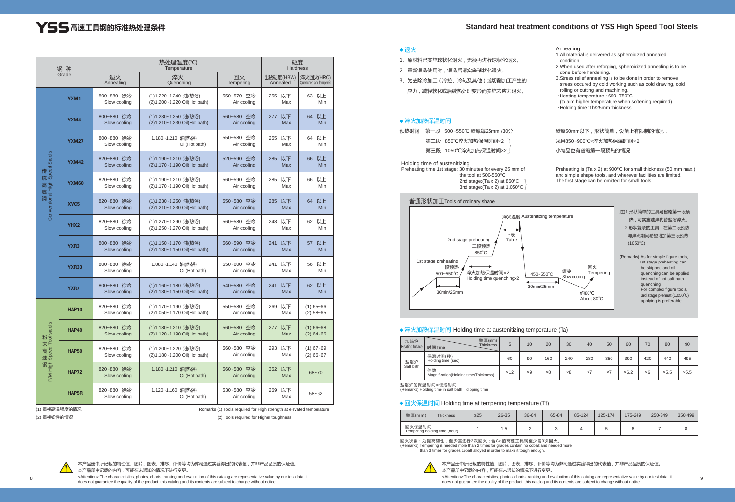# YSS 高速工具钢的标准热处理条件

# Standard heat treatment conditions of YSS High Speed Tool Steels

| 钢 种 Grade | | 退火 Annealing | 淬火 Quenching | 回火 Tempering | 出货硬度(HBW) Annealed | 淬火回火(HRC) Quenched and tempered |
|---|---|---|---|---|---|---|
| 传统高速钢 Conventional High Speed Steels | YXM1 | 800~880 徐冷 Slow cooling | (1)1.220~1.240 油(热浴) (2)1.200~1.220 Oil(Hot bath) | 550~570 空冷 Air cooling | 255 以下 Max | 63 以上 Min |
| | YXM4 | 800~880 徐冷 Slow cooling | (1)1.230~1.250 油(热浴) (2)1.210~1.230 Oil(Hot bath) | 560~580 空冷 Air cooling | 277 以下 Max | 64 以上 Min |
| | YXM27 | 800~880 徐冷 Slow cooling | 1.180~1.210 油(热浴) Oil(Hot bath) | 550~580 空冷 Air cooling | 255 以下 Max | 64 以上 Min |
| | YXM42 | 820~880 徐冷 Slow cooling | (1)1.190~1.210 油(热浴) (2)1.170~1.190 Oil(Hot bath) | 520~590 空冷 Air cooling | 285 以下 Max | 66 以上 Min |
| | YXM60 | 820~880 徐冷 Slow cooling | (1)1.190~1.210 油(热浴) (2)1.170~1.190 Oil(Hot bath) | 560~590 空冷 Air cooling | 285 以下 Max | 66 以上 Min |
| | XVC5 | 820~880 徐冷 Slow cooling | (1)1.230~1.250 油(热浴) (2)1.210~1.230 Oil(Hot bath) | 550~580 空冷 Air cooling | 285 以下 Max | 64 以上 Min |
| | YHX2 | 820~880 徐冷 Slow cooling | (1)1.270~1.290 油(热浴) (2)1.250~1.270 Oil(Hot bath) | 560~580 空冷 Air cooling | 248 以下 Max | 62 以上 Min |
| | YXR3 | 800~880 徐冷 Slow cooling | (1)1.150~1.170 油(热浴) (2)1.130~1.150 Oil(Hot bath) | 560~590 空冷 Air cooling | 241 以下 Max | 57 以上 Min |
| | YXR33 | 800~880 徐冷 Slow cooling | 1.080~1.140 油(热浴) Oil(Hot bath) | 550~600 空冷 Air cooling | 241 以下 Max | 56 以上 Min |
| | YXR7 | 800~880 徐冷 Slow cooling | (1)1.160~1.180 油(热浴) (2)1.130~1.150 Oil(Hot bath) | 540~580 空冷 Air cooling | 241 以下 Max | 62 以上 Min |
| 粉末高速钢 P/M High Speed Tool steels | HAP10 | 820~880 徐冷 Slow cooling | (1)1.170~1.190 油(热浴) (2)1.050~1.170 Oil(Hot bath) | 550~580 空冷 Air cooling | 269 以下 Max | (1) 65~66 (2) 58~65 |
| | HAP40 | 820~880 徐冷 Slow cooling | (1)1.180~1.210 油(热浴) (2)1.120~1.190 Oil(Hot bath) | 560~580 空冷 Air cooling | 277 以下 Max | (1) 66~68 (2) 64~66 |
| | HAP50 | 820~880 徐冷 Slow cooling | (1)1.200~1.220 油(热浴) (2)1.180~1.200 Oil(Hot bath) | 560~580 空冷 Air cooling | 293 以下 Max | (1) 67~69 (2) 66~67 |
| | HAP72 | 820~880 徐冷 Slow cooling | 1.180~1.210 油(热浴) Oil(Hot bath) | 560~580 空冷 Air cooling | 352 以下 Max | 68~70 |
| | HAP5R | 820~880 徐冷 Slow cooling | 1.120~1.160 油(热浴) Oil(Hot bath) | 530~580 空冷 Air cooling | 269 以下 Max | 58~62 |

热处理温度(℃) Temperature；硬度 Hardness

(1) 重视高温强度的情况　　Romarks (1) Tools required for High strength at elevated temperature

(2) 重视韧性的情况　　(2) Tools required for Higher toughness

本产品册中所记载的特性值、图片、图表、排序、评价等均为弊司通过实验得出的代表值，并非产品品质的保证值。
本产品册中记载的内容，可能在未通知的情况下进行变更。
<Attention>:The characteristics, photos, charts, ranking and evaluation of this catalog are representative value by our test data, it does not guarantee the quality of the product. this catalog and its contents are subject to change without notice.

## ◆退火

1、原材料已实施球状化退火，无须再进行球状化退火。
2、重新锻造使用时，锻造后请实施球状化退火。
3、为去除冷加工（冷拉、冷轧及其他）或切削加工产生的应力，减轻软化或后续热处理变形而实施去应力退火。

Annealing
1.All material is delivered as spheroidized annealed condition.
2.When used after reforging, spheroidized annealing is to be done before hardening.
3.Stress relief annealing is to be done in order to remove stress occured by cold working such as cold drawing, cold rolling or cutting and machining.
・Heating temperature : 650~750°C
(to aim higher temperature when softening required)
・Holding time :1h/25mm thickness

## ◆淬火加热保温时间

预热时间　第一段　500~550℃ 壁厚每25mm /30分
第二段　850℃淬火加热保温时间×2
第三段　1050℃淬火加热保温时间×2

壁厚50mm以下，形状简单，设备上有限制的情况，采用850~900℃×淬火加热保温时间× 2
小物品也有省略第一段预热的情况

Holding time of austenitizing
Preheating time 1st stage: 30 minutes for every 25 mm of the tool at 500-550°C
2nd stage:(Ta x 2) at 850°C
3nd stage:(Ta x 2) at 1,050°C

Preheating is (Ta x 2) at 900°C for small thickness (50 mm max.) and simple shape tools, and wherever facilities are limited. The first stage can be omitted for small tools.

普通形状加工 Tools of ordinary shape

淬火温度 Austenitizing temperature；下表 Table；2nd stage preheating 二段预热 850°C；1st stage preheating 一段预热 500~550°C；30min/25mm；淬火加热保温时间×2 Holding time quenchingx2；450~550°C；30min/25mm；缓冷 Slow cooling；回火 Tempering；约80℃ About 80°C

注)1.形状简单的工具可省略第一段预热，可实施油淬代替盐浴淬火。
2.形状复杂的工具，在第二段预热与淬火期间希望增加第三段预热(1050℃)

(Remarks) As for simple figure tools, 1st stage preheating can be skipped and oil quenching can be applied instead of hot salt bath quenching.
For complex figure tools, 3rd stage preheat (1,050°C) applying is preferable.

## ◆淬火加热保温时间 Holding time at austenitizing temperature (Ta)

| 加热炉 Heating furface | 壁厚(mm) Thickness / 时间 Time | 5 | 10 | 20 | 30 | 40 | 50 | 60 | 70 | 80 | 90 |
|---|---|---|---|---|---|---|---|---|---|---|---|
| 盐浴炉 Salt bath | 保温时间(秒) Holding time (sec) | 60 | 90 | 160 | 240 | 280 | 350 | 390 | 420 | 440 | 495 |
| | 倍数 Magnification(Holding time/Thickness) | ×12 | ×9 | ×8 | ×8 | ×7 | ×7 | ×6.2 | ×6 | ×5.5 | ×5.5 |

盐浴炉的保温时间=侵泡时间
(Remarks) Holding time in salt bath = dipping time

## ◆回火保温时间 Holding time at tempering temperature (Tt)

| 壁厚(mm) Thickness | ≤25 | 26-35 | 36-64 | 65-84 | 85-124 | 125-174 | 175-249 | 250-349 | 350-499 |
|---|---|---|---|---|---|---|---|---|---|
| 回火保温时间 Tempering holding time (hour) | 1 | 1.5 | 2 | 3 | 4 | 5 | 6 | 7 | 8 |

回火次数：为提高韧性，至少需进行2次回火；含Co的高速工具钢至少需3次回火。
(Remarks) Tempering is needed more than 2 times for grades contain no cobalt and needed more than 3 times for grades cobalt alloyed in order to make it tough enough.

本产品册中所记载的特性值、图片、图表、排序、评价等均为弊司通过实验得出的代表值，并非产品品质的保证值。
本产品册中记载的内容，可能在未通知的情况下进行变更。
<Attention>:The characteristics, photos, charts, ranking and evaluation of this catalog are representative value by our test data, it does not guarantee the quality of the product. this catalog and its contents are subject to change without notice.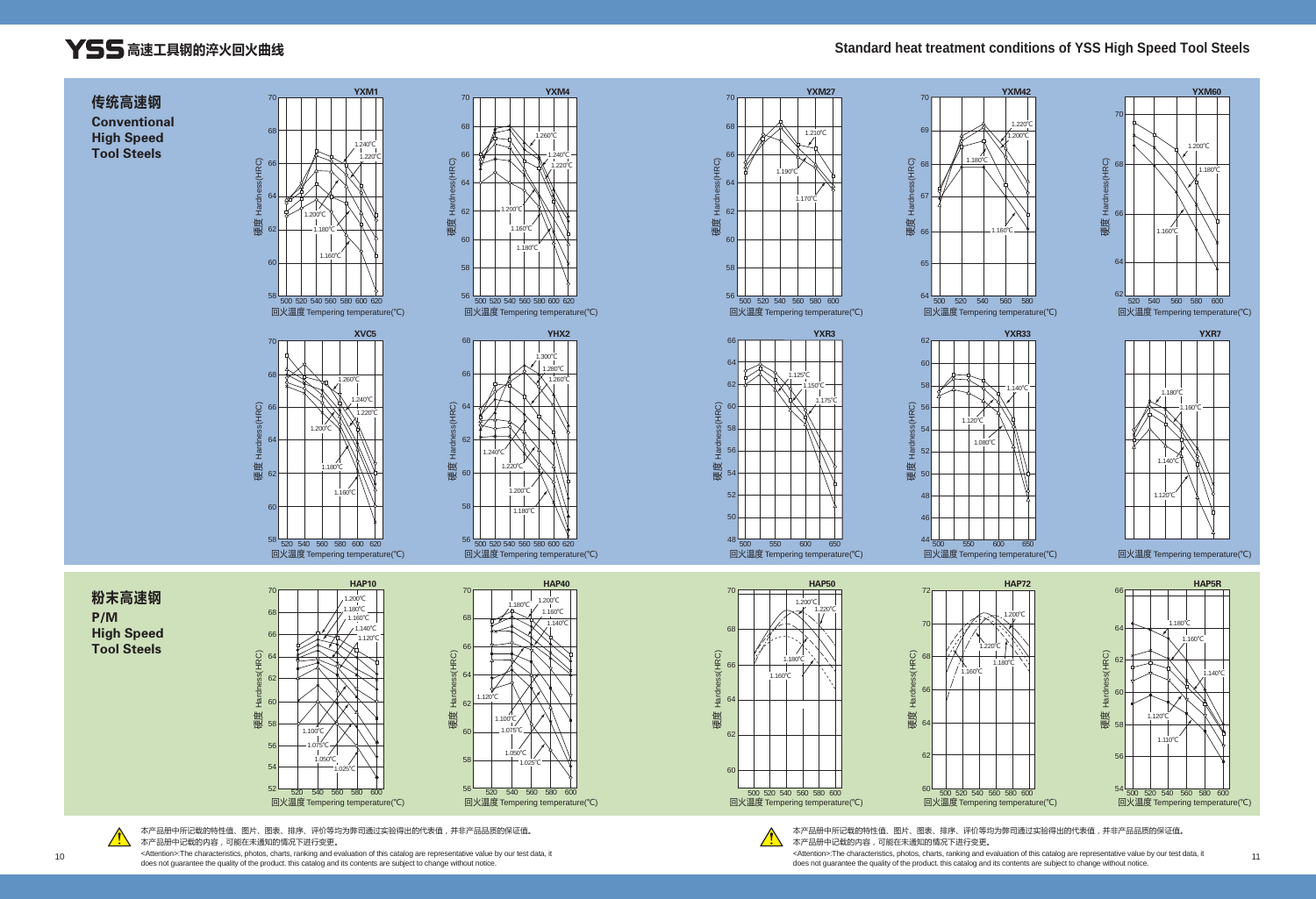# YSS 高速工具钢的淬火回火曲线

## Standard heat treatment conditions of YSS High Speed Tool Steels

## 传统高速钢 Conventional High Speed Tool Steels

**YXM1**

硬度 Hardness(HRC)

70, 68, 66, 64, 62, 60, 58

1.240℃
1.220℃
1.200℃
1.180℃
1.160℃

500 520 540 560 580 600 620

回火温度 Tempering temperature(℃)

**YXM4**

硬度 Hardness(HRC)

70, 68, 66, 64, 62, 60, 58, 56

1.260℃
1.240℃
1.220℃
1.200℃
1.160℃
1.180℃

500 520 540 560 580 600 620

回火温度 Tempering temperature(℃)

**YXM27**

硬度 Hardness(HRC)

70, 68, 66, 64, 62, 60, 58, 56

1.210℃
1.190℃
1.170℃

500 520 540 560 580 600

回火温度 Tempering temperature(℃)

**YXM42**

硬度 Hardness(HRC)

70, 69, 68, 67, 66, 65, 64

1.220℃
1.200℃
1.180℃
1.160℃

500 520 540 560 580

回火温度 Tempering temperature(℃)

**YXM60**

硬度 Hardness(HRC)

70, 68, 66, 64, 62

1.200℃
1.180℃
1.160℃

520 540 560 580 600

回火温度 Tempering temperature(℃)

**XVC5**

硬度 Hardness(HRC)

70, 68, 66, 64, 62, 60, 58

1.260℃
1.240℃
1.220℃
1.200℃
1.180℃
1.160℃

520 540 560 580 600 620

回火温度 Tempering temperature(℃)

**YHX2**

硬度 Hardness(HRC)

68, 66, 64, 62, 60, 58, 56

1.300℃
1.280℃
1.260℃
1.240℃
1.220℃
1.200℃
1.180℃

500 520 540 560 580 600 620

回火温度 Tempering temperature(℃)

**YXR3**

硬度 Hardness(HRC)

66, 64, 62, 60, 58, 56, 54, 52, 50, 48

1.125℃
1.150℃
1.175℃

500 550 600 650

回火温度 Tempering temperature(℃)

**YXR33**

硬度 Hardness(HRC)

62, 60, 58, 56, 54, 52, 50, 48, 46, 44

1.140℃
1.120℃
1.080℃

500 550 600 650

回火温度 Tempering temperature(℃)

**YXR7**

1.180℃
1.160℃
1.140℃
1.120℃

回火温度 Tempering temperature(℃)

## 粉末高速钢 P/M High Speed Tool Steels

**HAP10**

硬度 Hardness(HRC)

70, 68, 66, 64, 62, 60, 58, 56, 54, 52

1.200℃
1.180℃
1.160℃
1.140℃
1.120℃
1.100℃
1.075℃
1.050℃
1.025℃

520 540 560 580 600

回火温度 Tempering temperature(℃)

**HAP40**

硬度 Hardness(HRC)

70, 68, 66, 64, 62, 60, 58, 56

1.200℃
1.180℃
1.160℃
1.140℃
1.120℃
1.100℃
1.075℃
1.050℃
1.025℃

520 540 560 580 600

回火温度 Tempering temperature(℃)

**HAP50**

硬度 Hardness(HRC)

70, 68, 66, 64, 62, 60

1.200℃
1.220℃
1.180℃
1.160℃

500 520 540 560 580 600

回火温度 Tempering temperature(℃)

**HAP72**

硬度 Hardness(HRC)

72, 70, 68, 66, 64, 62, 60

1.200℃
1.220℃
1.160℃
1.180℃

500 520 540 560 580 600

回火温度 Tempering temperature(℃)

**HAP5R**

硬度 Hardness(HRC)

66, 64, 62, 60, 58, 56, 54

1.180℃
1.160℃
1.140℃
1.120℃
1.110℃

500 520 540 560 580 600

回火温度 Tempering temperature(℃)

本产品册中所记载的特性值、图片、图表、排序、评价等均为弊司通过实验得出的代表值，并非产品质的保证值。
本产品册中记载的内容，可能在未通知的情况下进行变更。

<Attention>:The characteristics, photos, charts, ranking and evaluation of this catalog are representative value by our test data, it does not guarantee the quality of the product. this catalog and its contents are subject to change without notice.